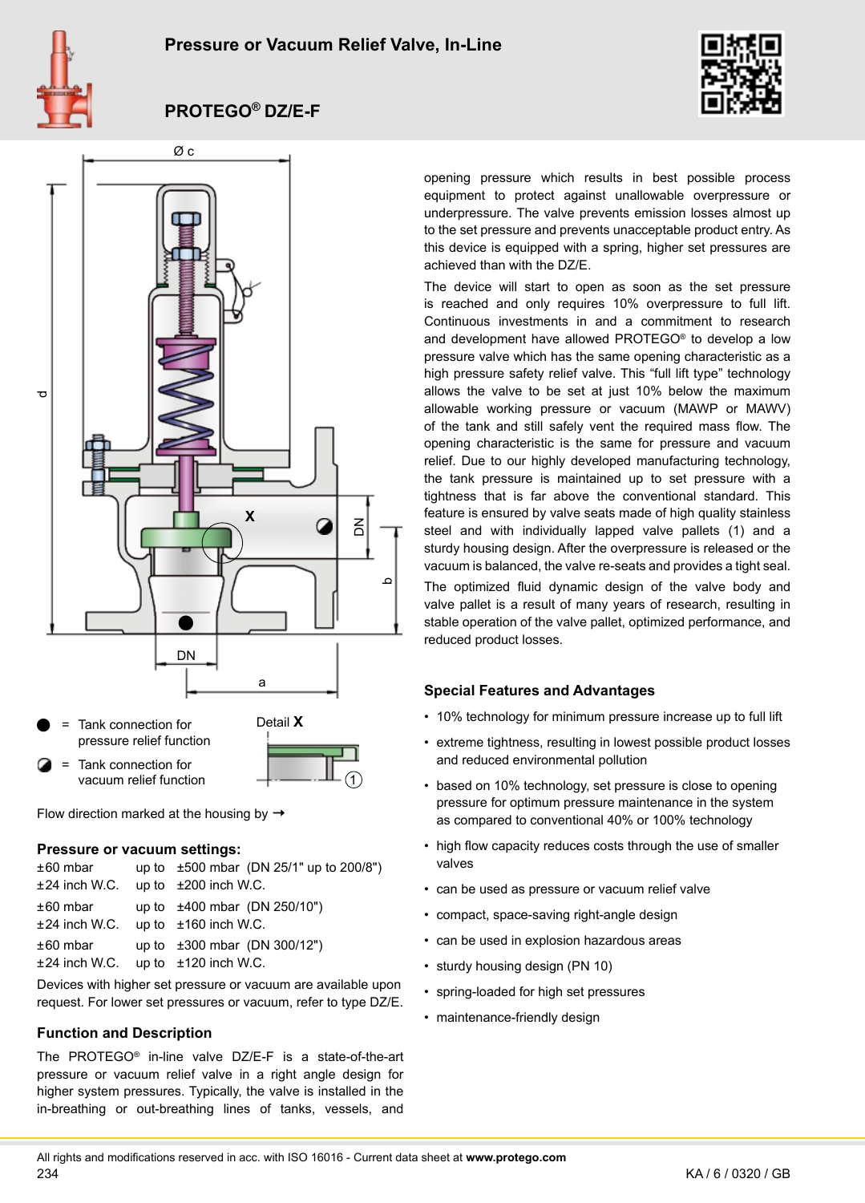# Pressure or Vacuum Relief Valve, In-Line

## PROTEGO® DZ/E-F

● = Tank connection for pressure relief function

◐ = Tank connection for vacuum relief function

Detail **X**

Flow direction marked at the housing by →

### Pressure or vacuum settings:

| | | | |
|---|---|---|---|
| ±60 mbar | up to | ±500 mbar | (DN 25/1" up to 200/8") |
| ±24 inch W.C. | up to | ±200 inch W.C. | |
| ±60 mbar | up to | ±400 mbar | (DN 250/10") |
| ±24 inch W.C. | up to | ±160 inch W.C. | |
| ±60 mbar | up to | ±300 mbar | (DN 300/12") |
| ±24 inch W.C. | up to | ±120 inch W.C. | |

Devices with higher set pressure or vacuum are available upon request. For lower set pressures or vacuum, refer to type DZ/E.

### Function and Description

The PROTEGO® in-line valve DZ/E-F is a state-of-the-art pressure or vacuum relief valve in a right angle design for higher system pressures. Typically, the valve is installed in the in-breathing or out-breathing lines of tanks, vessels, and opening pressure which results in best possible process equipment to protect against unallowable overpressure or underpressure. The valve prevents emission losses almost up to the set pressure and prevents unacceptable product entry. As this device is equipped with a spring, higher set pressures are achieved than with the DZ/E.

The device will start to open as soon as the set pressure is reached and only requires 10% overpressure to full lift. Continuous investments in and a commitment to research and development have allowed PROTEGO® to develop a low pressure valve which has the same opening characteristic as a high pressure safety relief valve. This "full lift type" technology allows the valve to be set at just 10% below the maximum allowable working pressure or vacuum (MAWP or MAWV) of the tank and still safely vent the required mass flow. The opening characteristic is the same for pressure and vacuum relief. Due to our highly developed manufacturing technology, the tank pressure is maintained up to set pressure with a tightness that is far above the conventional standard. This feature is ensured by valve seats made of high quality stainless steel and with individually lapped valve pallets (1) and a sturdy housing design. After the overpressure is released or the vacuum is balanced, the valve re-seats and provides a tight seal.

The optimized fluid dynamic design of the valve body and valve pallet is a result of many years of research, resulting in stable operation of the valve pallet, optimized performance, and reduced product losses.

### Special Features and Advantages

- 10% technology for minimum pressure increase up to full lift
- extreme tightness, resulting in lowest possible product losses and reduced environmental pollution
- based on 10% technology, set pressure is close to opening pressure for optimum pressure maintenance in the system as compared to conventional 40% or 100% technology
- high flow capacity reduces costs through the use of smaller valves
- can be used as pressure or vacuum relief valve
- compact, space-saving right-angle design
- can be used in explosion hazardous areas
- sturdy housing design (PN 10)
- spring-loaded for high set pressures
- maintenance-friendly design

All rights and modifications reserved in acc. with ISO 16016 - Current data sheet at **www.protego.com**

KA / 6 / 0320 / GB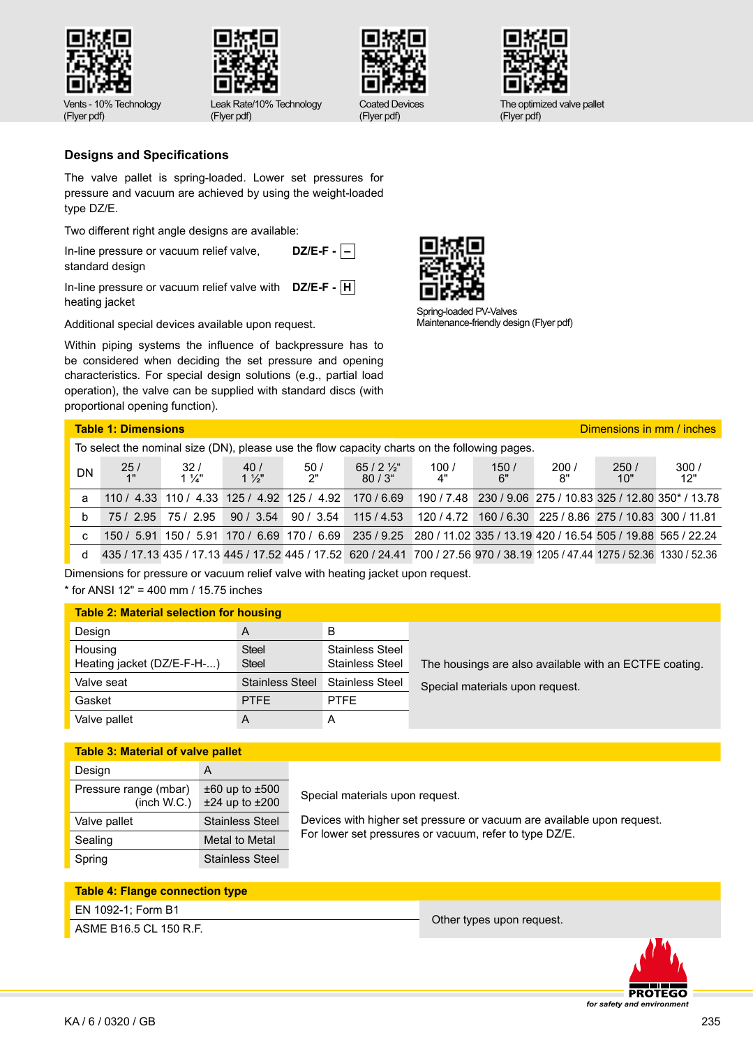Vents - 10% Technology (Flyer pdf)

Leak Rate/10% Technology (Flyer pdf)

Coated Devices (Flyer pdf)

The optimized valve pallet (Flyer pdf)

## Designs and Specifications

The valve pallet is spring-loaded. Lower set pressures for pressure and vacuum are achieved by using the weight-loaded type DZ/E.

Two different right angle designs are available:

| | |
|---|---|
| In-line pressure or vacuum relief valve, standard design | **DZ/E-F - –** |
| In-line pressure or vacuum relief valve with heating jacket | **DZ/E-F - H** |

Additional special devices available upon request.

Within piping systems the influence of backpressure has to be considered when deciding the set pressure and opening characteristics. For special design solutions (e.g., partial load operation), the valve can be supplied with standard discs (with proportional opening function).

Spring-loaded PV-Valves Maintenance-friendly design (Flyer pdf)

**Table 1: Dimensions** — Dimensions in mm / inches

To select the nominal size (DN), please use the flow capacity charts on the following pages.

| DN | 25 / 1" | 32 / 1 ¼" | 40 / 1 ½" | 50 / 2" | 65 / 2 ½" 80 / 3" | 100 / 4" | 150 / 6" | 200 / 8" | 250 / 10" | 300 / 12" |
|---|---|---|---|---|---|---|---|---|---|---|
| a | 110 / 4.33 | 110 / 4.33 | 125 / 4.92 | 125 / 4.92 | 170 / 6.69 | 190 / 7.48 | 230 / 9.06 | 275 / 10.83 | 325 / 12.80 | 350* / 13.78 |
| b | 75 / 2.95 | 75 / 2.95 | 90 / 3.54 | 90 / 3.54 | 115 / 4.53 | 120 / 4.72 | 160 / 6.30 | 225 / 8.86 | 275 / 10.83 | 300 / 11.81 |
| c | 150 / 5.91 | 150 / 5.91 | 170 / 6.69 | 170 / 6.69 | 235 / 9.25 | 280 / 11.02 | 335 / 13.19 | 420 / 16.54 | 505 / 19.88 | 565 / 22.24 |
| d | 435 / 17.13 | 435 / 17.13 | 445 / 17.52 | 445 / 17.52 | 620 / 24.41 | 700 / 27.56 | 970 / 38.19 | 1205 / 47.44 | 1275 / 52.36 | 1330 / 52.36 |

Dimensions for pressure or vacuum relief valve with heating jacket upon request.

\* for ANSI 12" = 400 mm / 15.75 inches

**Table 2: Material selection for housing**

| Design | A | B |
|---|---|---|
| Housing<br>Heating jacket (DZ/E-F-H-...) | Steel<br>Steel | Stainless Steel<br>Stainless Steel |
| Valve seat | Stainless Steel | Stainless Steel |
| Gasket | PTFE | PTFE |
| Valve pallet | A | A |

The housings are also available with an ECTFE coating.

Special materials upon request.

**Table 3: Material of valve pallet**

| Design | A |
|---|---|
| Pressure range (mbar)<br>(inch W.C.) | ±60 up to ±500<br>±24 up to ±200 |
| Valve pallet | Stainless Steel |
| Sealing | Metal to Metal |
| Spring | Stainless Steel |

Special materials upon request.

Devices with higher set pressure or vacuum are available upon request. For lower set pressures or vacuum, refer to type DZ/E.

**Table 4: Flange connection type**

| |
|---|
| EN 1092-1; Form B1 |
| ASME B16.5 CL 150 R.F. |

Other types upon request.

KA / 6 / 0320 / GB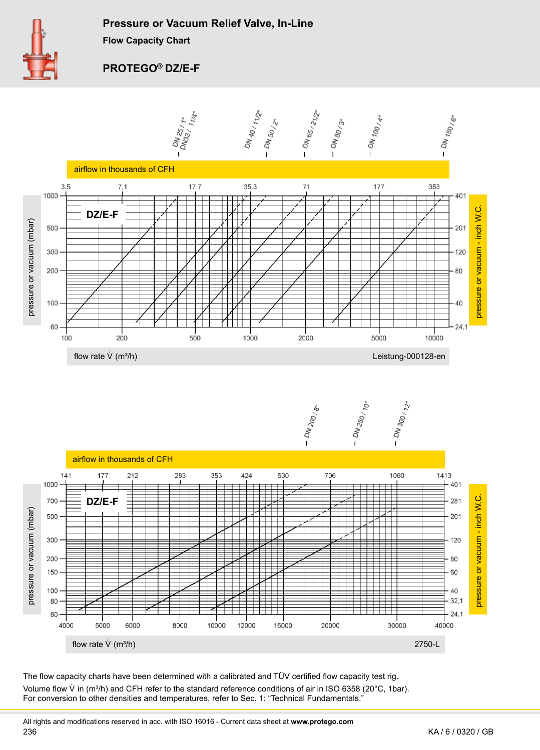# Pressure or Vacuum Relief Valve, In-Line

## Flow Capacity Chart

## PROTEGO® DZ/E-F

DZ/E-F

DN 25 / 1"
DN32 / 11/4"
DN 40 / 11/2"
DN 50 / 2"
DN 65 / 21/2"
DN 80 / 3"
DN 100 / 4"
DN 150 / 6"

airflow in thousands of CFH

3.5 7.1 17.7 35.3 71 177 353

pressure or vacuum (mbar)

1000 500 300 200 100 60

pressure or vacuum - inch W.C.

401 201 120 80 40 24.1

100 200 500 1000 2000 5000 10000

flow rate V̇ (m³/h)

Leistung-000128-en

DZ/E-F

DN 200 / 8"
DN 250 / 10"
DN 300 / 12"

airflow in thousands of CFH

141 177 212 283 353 424 530 706 1060 1413

pressure or vacuum (mbar)

1000 700 500 300 200 150 100 80 60

pressure or vacuum - inch W.C.

401 281 201 120 80 60 40 32,1 24,1

4000 5000 6000 8000 10000 12000 15000 20000 30000 40000

flow rate V̇ (m³/h)

2750-L

The flow capacity charts have been determined with a calibrated and TÜV certified flow capacity test rig.
Volume flow V̇ in (m³/h) and CFH refer to the standard reference conditions of air in ISO 6358 (20°C, 1bar).
For conversion to other densities and temperatures, refer to Sec. 1: "Technical Fundamentals."

All rights and modifications reserved in acc. with ISO 16016 - Current data sheet at **www.protego.com**

KA / 6 / 0320 / GB